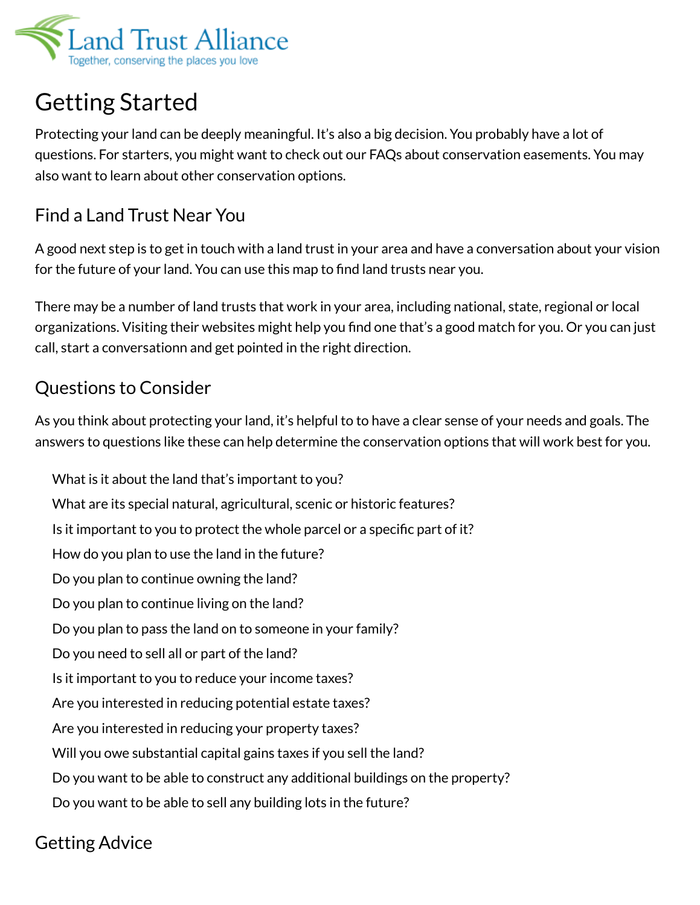Land Trust Alliance
Together, conserving the places you love

# Getting Started

Protecting your land can be deeply meaningful. It's also a big decision. You probably have a lot of questions. For starters, you might want to check out our FAQs about conservation easements. You may also want to learn about other conservation options.

## Find a Land Trust Near You

A good next step is to get in touch with a land trust in your area and have a conversation about your vision for the future of your land. You can use this map to find land trusts near you.

There may be a number of land trusts that work in your area, including national, state, regional or local organizations. Visiting their websites might help you find one that's a good match for you. Or you can just call, start a conversationn and get pointed in the right direction.

## Questions to Consider

As you think about protecting your land, it's helpful to to have a clear sense of your needs and goals. The answers to questions like these can help determine the conservation options that will work best for you.

- What is it about the land that's important to you?
- What are its special natural, agricultural, scenic or historic features?
- Is it important to you to protect the whole parcel or a specific part of it?
- How do you plan to use the land in the future?
- Do you plan to continue owning the land?
- Do you plan to continue living on the land?
- Do you plan to pass the land on to someone in your family?
- Do you need to sell all or part of the land?
- Is it important to you to reduce your income taxes?
- Are you interested in reducing potential estate taxes?
- Are you interested in reducing your property taxes?
- Will you owe substantial capital gains taxes if you sell the land?
- Do you want to be able to construct any additional buildings on the property?
- Do you want to be able to sell any building lots in the future?

## Getting Advice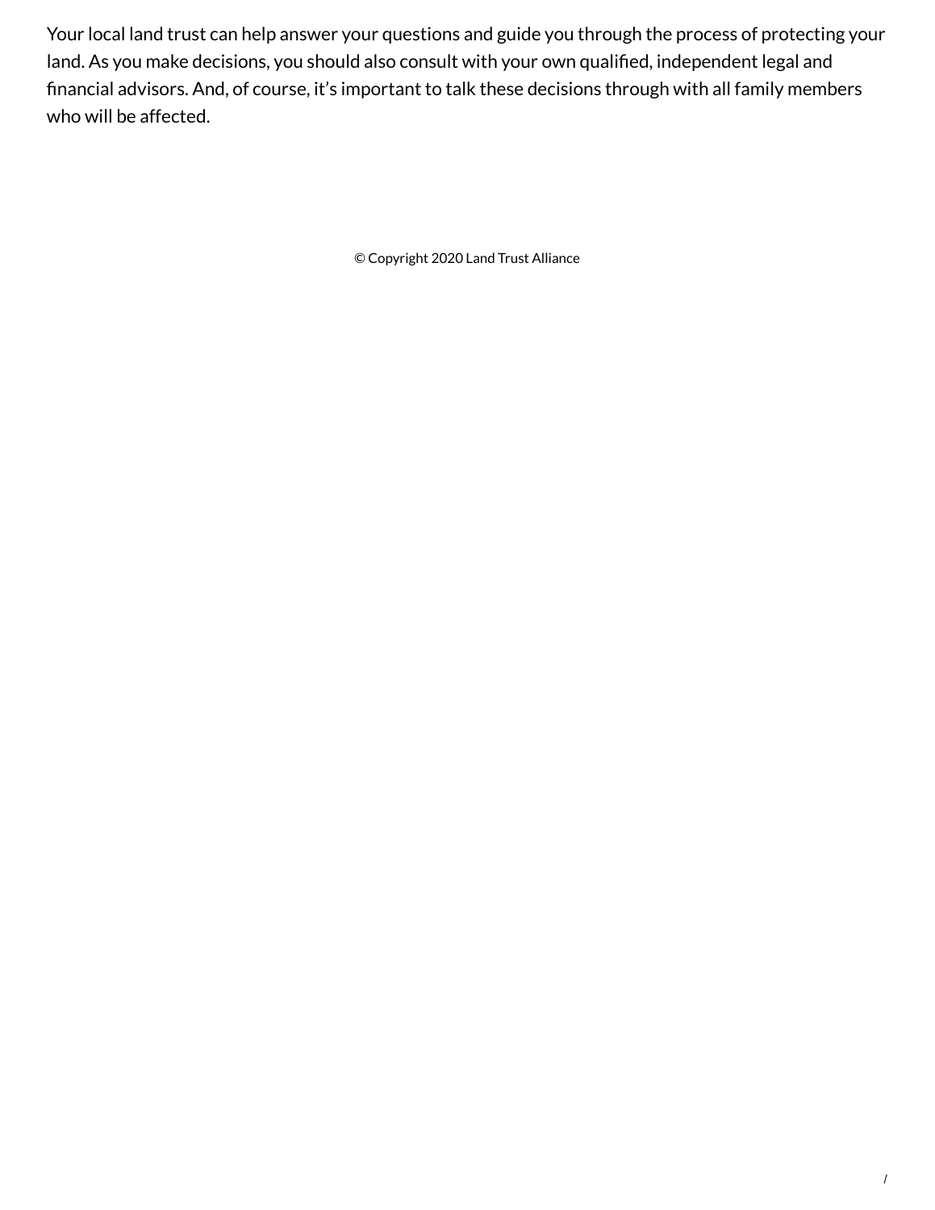Your local land trust can help answer your questions and guide you through the process of protecting your land. As you make decisions, you should also consult with your own qualified, independent legal and financial advisors. And, of course, it's important to talk these decisions through with all family members who will be affected.

© Copyright 2020 Land Trust Alliance